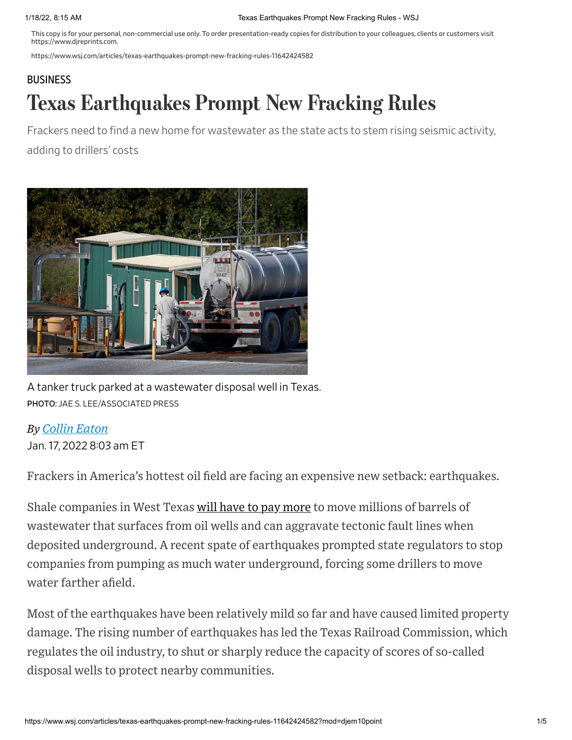BUSINESS

# Texas Earthquakes Prompt New Fracking Rules

Frackers need to find a new home for wastewater as the state acts to stem rising seismic activity, adding to drillers' costs

A tanker truck parked at a wastewater disposal well in Texas.
PHOTO: JAE S. LEE/ASSOCIATED PRESS

*By Collin Eaton*
Jan. 17, 2022 8:03 am ET

Frackers in America's hottest oil field are facing an expensive new setback: earthquakes.

Shale companies in West Texas will have to pay more to move millions of barrels of wastewater that surfaces from oil wells and can aggravate tectonic fault lines when deposited underground. A recent spate of earthquakes prompted state regulators to stop companies from pumping as much water underground, forcing some drillers to move water farther afield.

Most of the earthquakes have been relatively mild so far and have caused limited property damage. The rising number of earthquakes has led the Texas Railroad Commission, which regulates the oil industry, to shut or sharply reduce the capacity of scores of so-called disposal wells to protect nearby communities.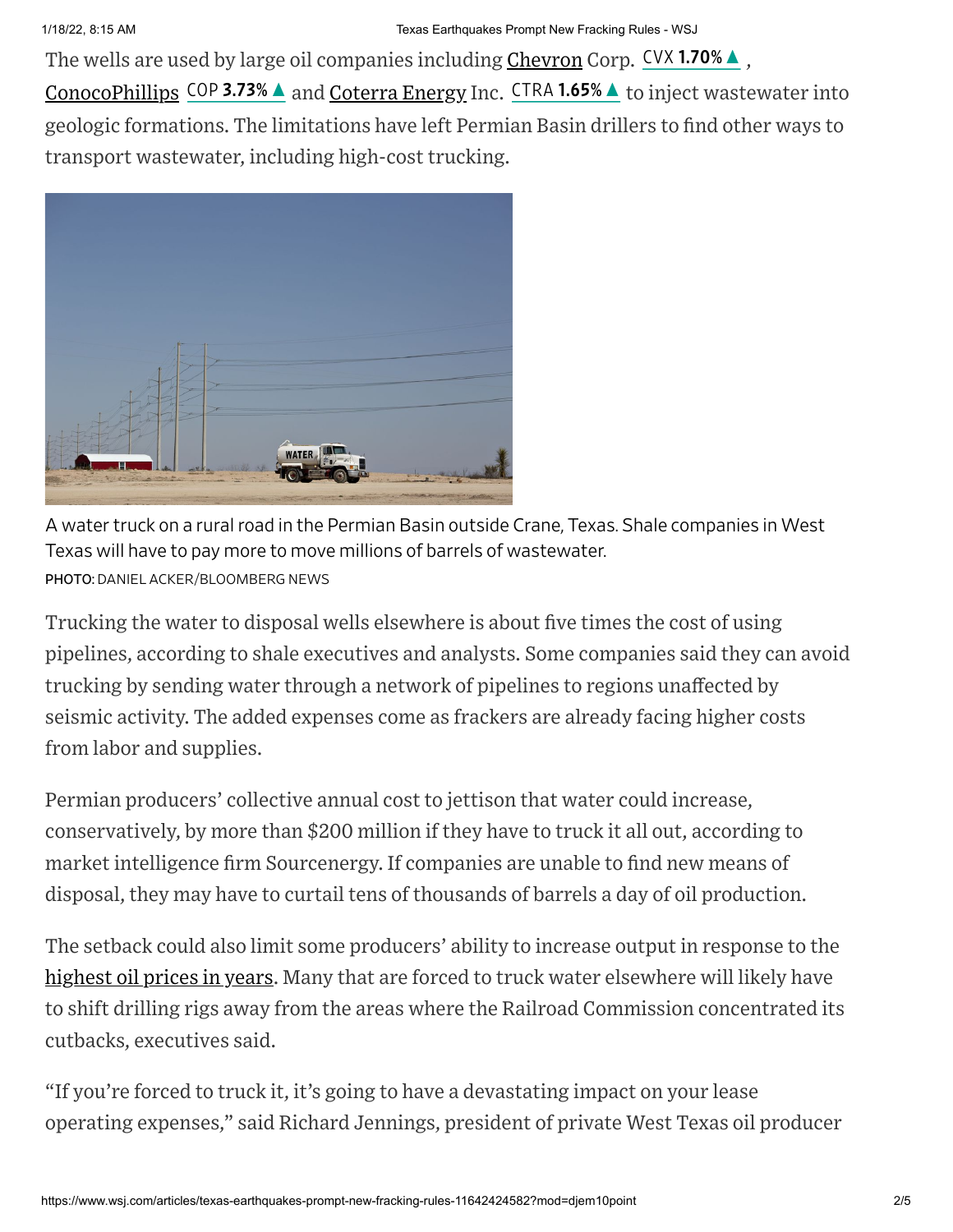The wells are used by large oil companies including Chevron Corp. CVX 1.70% ▲, ConocoPhillips COP 3.73% ▲ and Coterra Energy Inc. CTRA 1.65% ▲ to inject wastewater into geologic formations. The limitations have left Permian Basin drillers to find other ways to transport wastewater, including high-cost trucking.

A water truck on a rural road in the Permian Basin outside Crane, Texas. Shale companies in West Texas will have to pay more to move millions of barrels of wastewater.
PHOTO: DANIEL ACKER/BLOOMBERG NEWS

Trucking the water to disposal wells elsewhere is about five times the cost of using pipelines, according to shale executives and analysts. Some companies said they can avoid trucking by sending water through a network of pipelines to regions unaffected by seismic activity. The added expenses come as frackers are already facing higher costs from labor and supplies.

Permian producers' collective annual cost to jettison that water could increase, conservatively, by more than $200 million if they have to truck it all out, according to market intelligence firm Sourcenergy. If companies are unable to find new means of disposal, they may have to curtail tens of thousands of barrels a day of oil production.

The setback could also limit some producers' ability to increase output in response to the highest oil prices in years. Many that are forced to truck water elsewhere will likely have to shift drilling rigs away from the areas where the Railroad Commission concentrated its cutbacks, executives said.

"If you're forced to truck it, it's going to have a devastating impact on your lease operating expenses," said Richard Jennings, president of private West Texas oil producer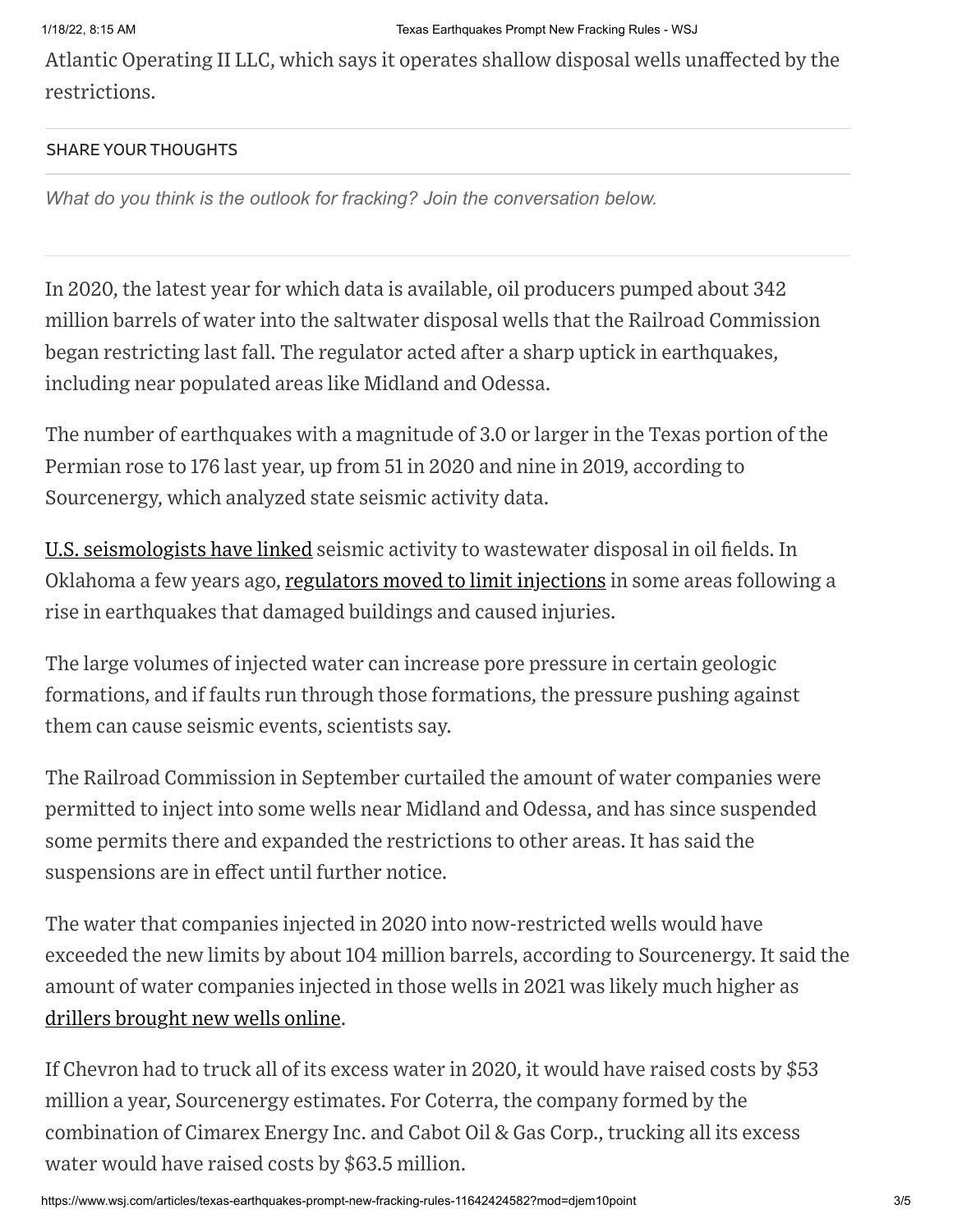Atlantic Operating II LLC, which says it operates shallow disposal wells unaffected by the restrictions.

SHARE YOUR THOUGHTS

*What do you think is the outlook for fracking? Join the conversation below.*

In 2020, the latest year for which data is available, oil producers pumped about 342 million barrels of water into the saltwater disposal wells that the Railroad Commission began restricting last fall. The regulator acted after a sharp uptick in earthquakes, including near populated areas like Midland and Odessa.

The number of earthquakes with a magnitude of 3.0 or larger in the Texas portion of the Permian rose to 176 last year, up from 51 in 2020 and nine in 2019, according to Sourcenergy, which analyzed state seismic activity data.

U.S. seismologists have linked seismic activity to wastewater disposal in oil fields. In Oklahoma a few years ago, regulators moved to limit injections in some areas following a rise in earthquakes that damaged buildings and caused injuries.

The large volumes of injected water can increase pore pressure in certain geologic formations, and if faults run through those formations, the pressure pushing against them can cause seismic events, scientists say.

The Railroad Commission in September curtailed the amount of water companies were permitted to inject into some wells near Midland and Odessa, and has since suspended some permits there and expanded the restrictions to other areas. It has said the suspensions are in effect until further notice.

The water that companies injected in 2020 into now-restricted wells would have exceeded the new limits by about 104 million barrels, according to Sourcenergy. It said the amount of water companies injected in those wells in 2021 was likely much higher as drillers brought new wells online.

If Chevron had to truck all of its excess water in 2020, it would have raised costs by $53 million a year, Sourcenergy estimates. For Coterra, the company formed by the combination of Cimarex Energy Inc. and Cabot Oil & Gas Corp., trucking all its excess water would have raised costs by $63.5 million.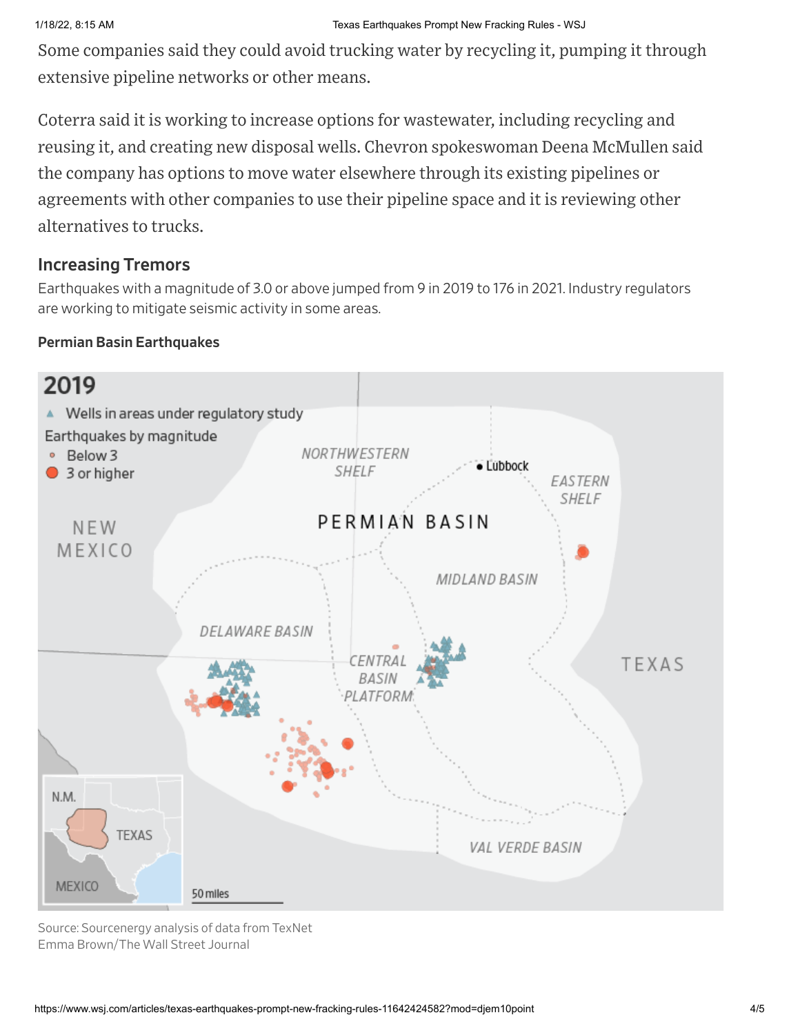Some companies said they could avoid trucking water by recycling it, pumping it through extensive pipeline networks or other means.

Coterra said it is working to increase options for wastewater, including recycling and reusing it, and creating new disposal wells. Chevron spokeswoman Deena McMullen said the company has options to move water elsewhere through its existing pipelines or agreements with other companies to use their pipeline space and it is reviewing other alternatives to trucks.

## Increasing Tremors

Earthquakes with a magnitude of 3.0 or above jumped from 9 in 2019 to 176 in 2021. Industry regulators are working to mitigate seismic activity in some areas.

**Permian Basin Earthquakes**

2019

- ▲ Wells in areas under regulatory study

Earthquakes by magnitude

- Below 3
- 3 or higher

NEW MEXICO · NORTHWESTERN SHELF · Lubbock · EASTERN SHELF · PERMIAN BASIN · MIDLAND BASIN · DELAWARE BASIN · CENTRAL BASIN PLATFORM · TEXAS · VAL VERDE BASIN · N.M. · MEXICO · 50 miles

Source: Sourcenergy analysis of data from TexNet
Emma Brown/The Wall Street Journal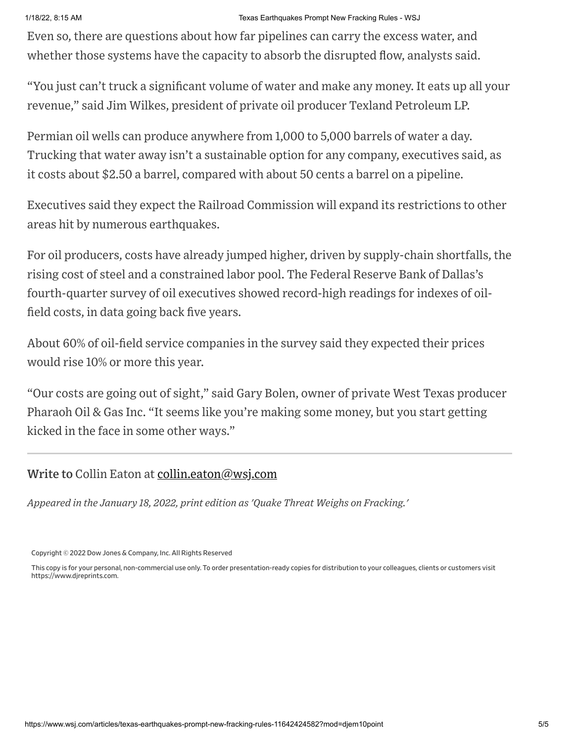Even so, there are questions about how far pipelines can carry the excess water, and whether those systems have the capacity to absorb the disrupted flow, analysts said.

"You just can't truck a significant volume of water and make any money. It eats up all your revenue," said Jim Wilkes, president of private oil producer Texland Petroleum LP.

Permian oil wells can produce anywhere from 1,000 to 5,000 barrels of water a day. Trucking that water away isn't a sustainable option for any company, executives said, as it costs about $2.50 a barrel, compared with about 50 cents a barrel on a pipeline.

Executives said they expect the Railroad Commission will expand its restrictions to other areas hit by numerous earthquakes.

For oil producers, costs have already jumped higher, driven by supply-chain shortfalls, the rising cost of steel and a constrained labor pool. The Federal Reserve Bank of Dallas's fourth-quarter survey of oil executives showed record-high readings for indexes of oil-field costs, in data going back five years.

About 60% of oil-field service companies in the survey said they expected their prices would rise 10% or more this year.

"Our costs are going out of sight," said Gary Bolen, owner of private West Texas producer Pharaoh Oil & Gas Inc. "It seems like you're making some money, but you start getting kicked in the face in some other ways."

---

**Write to** Collin Eaton at collin.eaton@wsj.com

*Appeared in the January 18, 2022, print edition as 'Quake Threat Weighs on Fracking.'*

Copyright © 2022 Dow Jones & Company, Inc. All Rights Reserved

This copy is for your personal, non-commercial use only. To order presentation-ready copies for distribution to your colleagues, clients or customers visit https://www.djreprints.com.